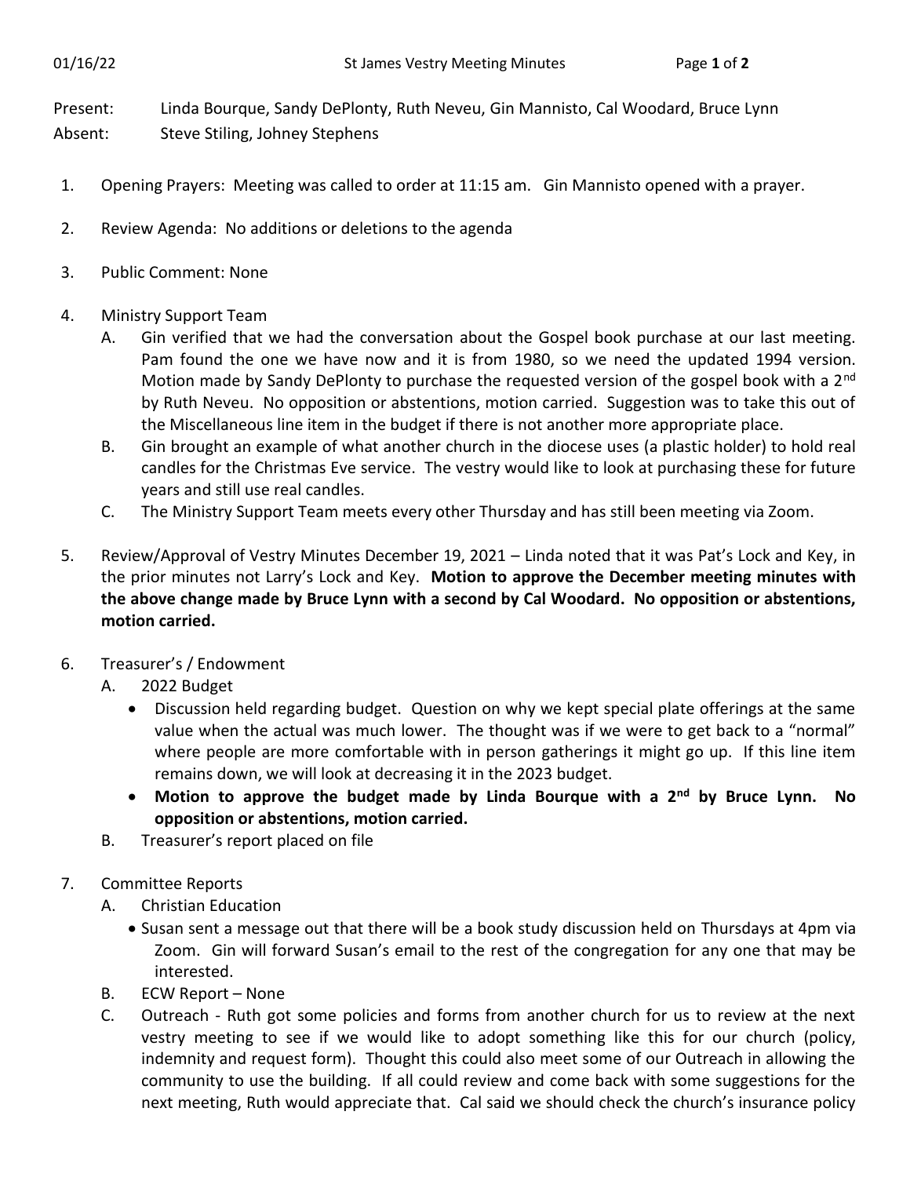Present: Linda Bourque, Sandy DePlonty, Ruth Neveu, Gin Mannisto, Cal Woodard, Bruce Lynn
Absent: Steve Stiling, Johney Stephens

1. Opening Prayers: Meeting was called to order at 11:15 am. Gin Mannisto opened with a prayer.

2. Review Agenda: No additions or deletions to the agenda

3. Public Comment: None

4. Ministry Support Team
   A. Gin verified that we had the conversation about the Gospel book purchase at our last meeting. Pam found the one we have now and it is from 1980, so we need the updated 1994 version. Motion made by Sandy DePlonty to purchase the requested version of the gospel book with a 2nd by Ruth Neveu. No opposition or abstentions, motion carried. Suggestion was to take this out of the Miscellaneous line item in the budget if there is not another more appropriate place.
   B. Gin brought an example of what another church in the diocese uses (a plastic holder) to hold real candles for the Christmas Eve service. The vestry would like to look at purchasing these for future years and still use real candles.
   C. The Ministry Support Team meets every other Thursday and has still been meeting via Zoom.

5. Review/Approval of Vestry Minutes December 19, 2021 – Linda noted that it was Pat's Lock and Key, in the prior minutes not Larry's Lock and Key. **Motion to approve the December meeting minutes with the above change made by Bruce Lynn with a second by Cal Woodard. No opposition or abstentions, motion carried.**

6. Treasurer's / Endowment
   A. 2022 Budget
      - Discussion held regarding budget. Question on why we kept special plate offerings at the same value when the actual was much lower. The thought was if we were to get back to a "normal" where people are more comfortable with in person gatherings it might go up. If this line item remains down, we will look at decreasing it in the 2023 budget.
      - **Motion to approve the budget made by Linda Bourque with a 2nd by Bruce Lynn. No opposition or abstentions, motion carried.**
   B. Treasurer's report placed on file

7. Committee Reports
   A. Christian Education
      - Susan sent a message out that there will be a book study discussion held on Thursdays at 4pm via Zoom. Gin will forward Susan's email to the rest of the congregation for any one that may be interested.
   B. ECW Report – None
   C. Outreach - Ruth got some policies and forms from another church for us to review at the next vestry meeting to see if we would like to adopt something like this for our church (policy, indemnity and request form). Thought this could also meet some of our Outreach in allowing the community to use the building. If all could review and come back with some suggestions for the next meeting, Ruth would appreciate that. Cal said we should check the church's insurance policy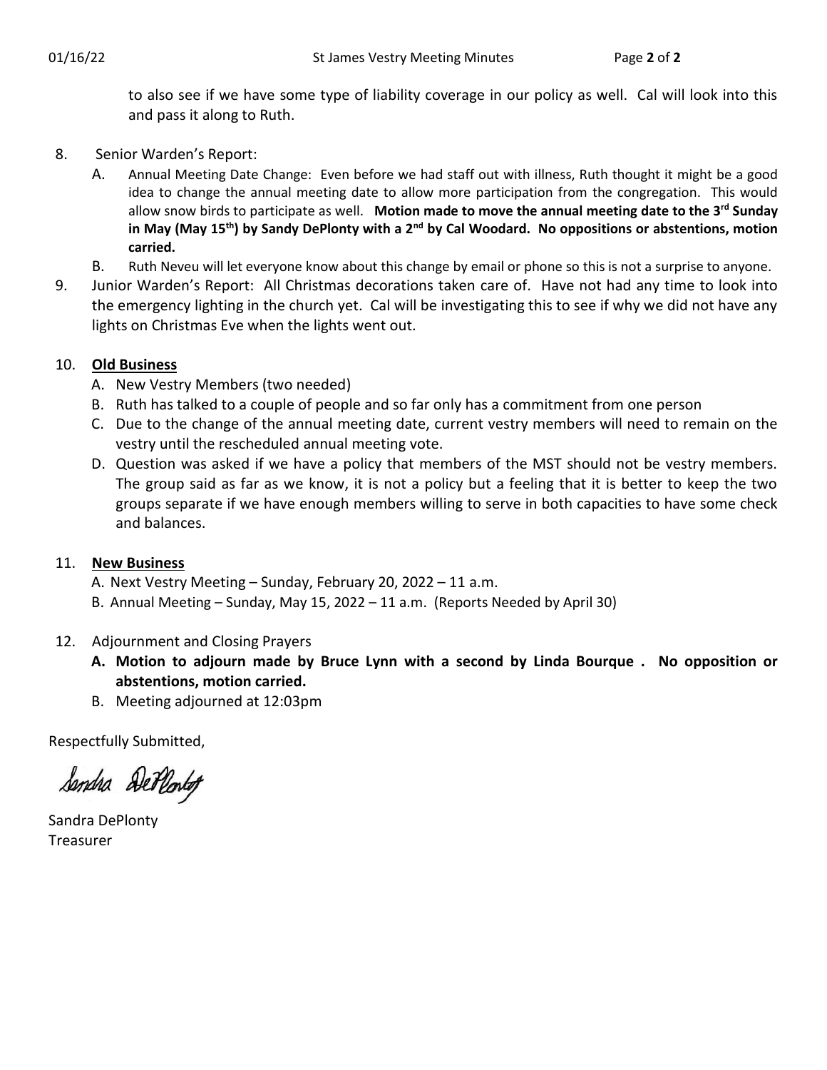to also see if we have some type of liability coverage in our policy as well. Cal will look into this and pass it along to Ruth.

8. Senior Warden's Report:
   A. Annual Meeting Date Change: Even before we had staff out with illness, Ruth thought it might be a good idea to change the annual meeting date to allow more participation from the congregation. This would allow snow birds to participate as well. **Motion made to move the annual meeting date to the 3rd Sunday in May (May 15th) by Sandy DePlonty with a 2nd by Cal Woodard. No oppositions or abstentions, motion carried.**
   B. Ruth Neveu will let everyone know about this change by email or phone so this is not a surprise to anyone.
9. Junior Warden's Report: All Christmas decorations taken care of. Have not had any time to look into the emergency lighting in the church yet. Cal will be investigating this to see if why we did not have any lights on Christmas Eve when the lights went out.

10. **<u>Old Business</u>**
    A. New Vestry Members (two needed)
    B. Ruth has talked to a couple of people and so far only has a commitment from one person
    C. Due to the change of the annual meeting date, current vestry members will need to remain on the vestry until the rescheduled annual meeting vote.
    D. Question was asked if we have a policy that members of the MST should not be vestry members. The group said as far as we know, it is not a policy but a feeling that it is better to keep the two groups separate if we have enough members willing to serve in both capacities to have some check and balances.

11. **<u>New Business</u>**
    A. Next Vestry Meeting – Sunday, February 20, 2022 – 11 a.m.
    B. Annual Meeting – Sunday, May 15, 2022 – 11 a.m. (Reports Needed by April 30)

12. Adjournment and Closing Prayers
    **A. Motion to adjourn made by Bruce Lynn with a second by Linda Bourque . No opposition or abstentions, motion carried.**
    B. Meeting adjourned at 12:03pm

Respectfully Submitted,

Sandra DePlonty

Sandra DePlonty
Treasurer